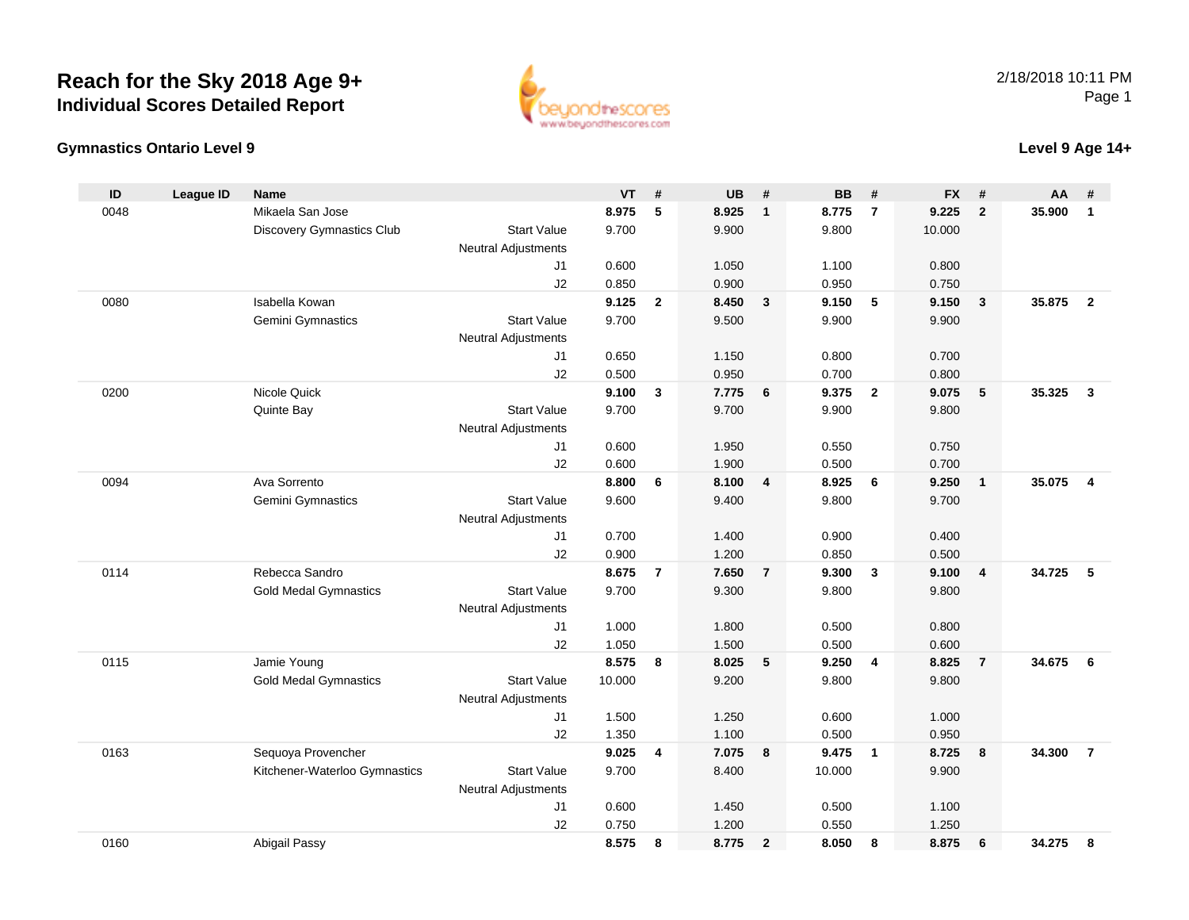# Reach for the Sky 2018 Age 9+

## Individual Scores Detailed Report

2/18/2018 10:11 PM

### Gymnastics Ontario Level 9

### Level 9 Age 14+

| ID | League ID | Name | | VT | # | UB | # | BB | # | FX | # | AA | # |
|---|---|---|---|---|---|---|---|---|---|---|---|---|---|
| 0048 | | Mikaela San Jose | | **8.975** | **5** | **8.925** | **1** | **8.775** | **7** | **9.225** | **2** | **35.900** | **1** |
| | | Discovery Gymnastics Club | Start Value | 9.700 | | 9.900 | | 9.800 | | 10.000 | | | |
| | | | Neutral Adjustments | | | | | | | | | | |
| | | | J1 | 0.600 | | 1.050 | | 1.100 | | 0.800 | | | |
| | | | J2 | 0.850 | | 0.900 | | 0.950 | | 0.750 | | | |
| 0080 | | Isabella Kowan | | **9.125** | **2** | **8.450** | **3** | **9.150** | **5** | **9.150** | **3** | **35.875** | **2** |
| | | Gemini Gymnastics | Start Value | 9.700 | | 9.500 | | 9.900 | | 9.900 | | | |
| | | | Neutral Adjustments | | | | | | | | | | |
| | | | J1 | 0.650 | | 1.150 | | 0.800 | | 0.700 | | | |
| | | | J2 | 0.500 | | 0.950 | | 0.700 | | 0.800 | | | |
| 0200 | | Nicole Quick | | **9.100** | **3** | **7.775** | **6** | **9.375** | **2** | **9.075** | **5** | **35.325** | **3** |
| | | Quinte Bay | Start Value | 9.700 | | 9.700 | | 9.900 | | 9.800 | | | |
| | | | Neutral Adjustments | | | | | | | | | | |
| | | | J1 | 0.600 | | 1.950 | | 0.550 | | 0.750 | | | |
| | | | J2 | 0.600 | | 1.900 | | 0.500 | | 0.700 | | | |
| 0094 | | Ava Sorrento | | **8.800** | **6** | **8.100** | **4** | **8.925** | **6** | **9.250** | **1** | **35.075** | **4** |
| | | Gemini Gymnastics | Start Value | 9.600 | | 9.400 | | 9.800 | | 9.700 | | | |
| | | | Neutral Adjustments | | | | | | | | | | |
| | | | J1 | 0.700 | | 1.400 | | 0.900 | | 0.400 | | | |
| | | | J2 | 0.900 | | 1.200 | | 0.850 | | 0.500 | | | |
| 0114 | | Rebecca Sandro | | **8.675** | **7** | **7.650** | **7** | **9.300** | **3** | **9.100** | **4** | **34.725** | **5** |
| | | Gold Medal Gymnastics | Start Value | 9.700 | | 9.300 | | 9.800 | | 9.800 | | | |
| | | | Neutral Adjustments | | | | | | | | | | |
| | | | J1 | 1.000 | | 1.800 | | 0.500 | | 0.800 | | | |
| | | | J2 | 1.050 | | 1.500 | | 0.500 | | 0.600 | | | |
| 0115 | | Jamie Young | | **8.575** | **8** | **8.025** | **5** | **9.250** | **4** | **8.825** | **7** | **34.675** | **6** |
| | | Gold Medal Gymnastics | Start Value | 10.000 | | 9.200 | | 9.800 | | 9.800 | | | |
| | | | Neutral Adjustments | | | | | | | | | | |
| | | | J1 | 1.500 | | 1.250 | | 0.600 | | 1.000 | | | |
| | | | J2 | 1.350 | | 1.100 | | 0.500 | | 0.950 | | | |
| 0163 | | Sequoya Provencher | | **9.025** | **4** | **7.075** | **8** | **9.475** | **1** | **8.725** | **8** | **34.300** | **7** |
| | | Kitchener-Waterloo Gymnastics | Start Value | 9.700 | | 8.400 | | 10.000 | | 9.900 | | | |
| | | | Neutral Adjustments | | | | | | | | | | |
| | | | J1 | 0.600 | | 1.450 | | 0.500 | | 1.100 | | | |
| | | | J2 | 0.750 | | 1.200 | | 0.550 | | 1.250 | | | |
| 0160 | | Abigail Passy | | **8.575** | **8** | **8.775** | **2** | **8.050** | **8** | **8.875** | **6** | **34.275** | **8** |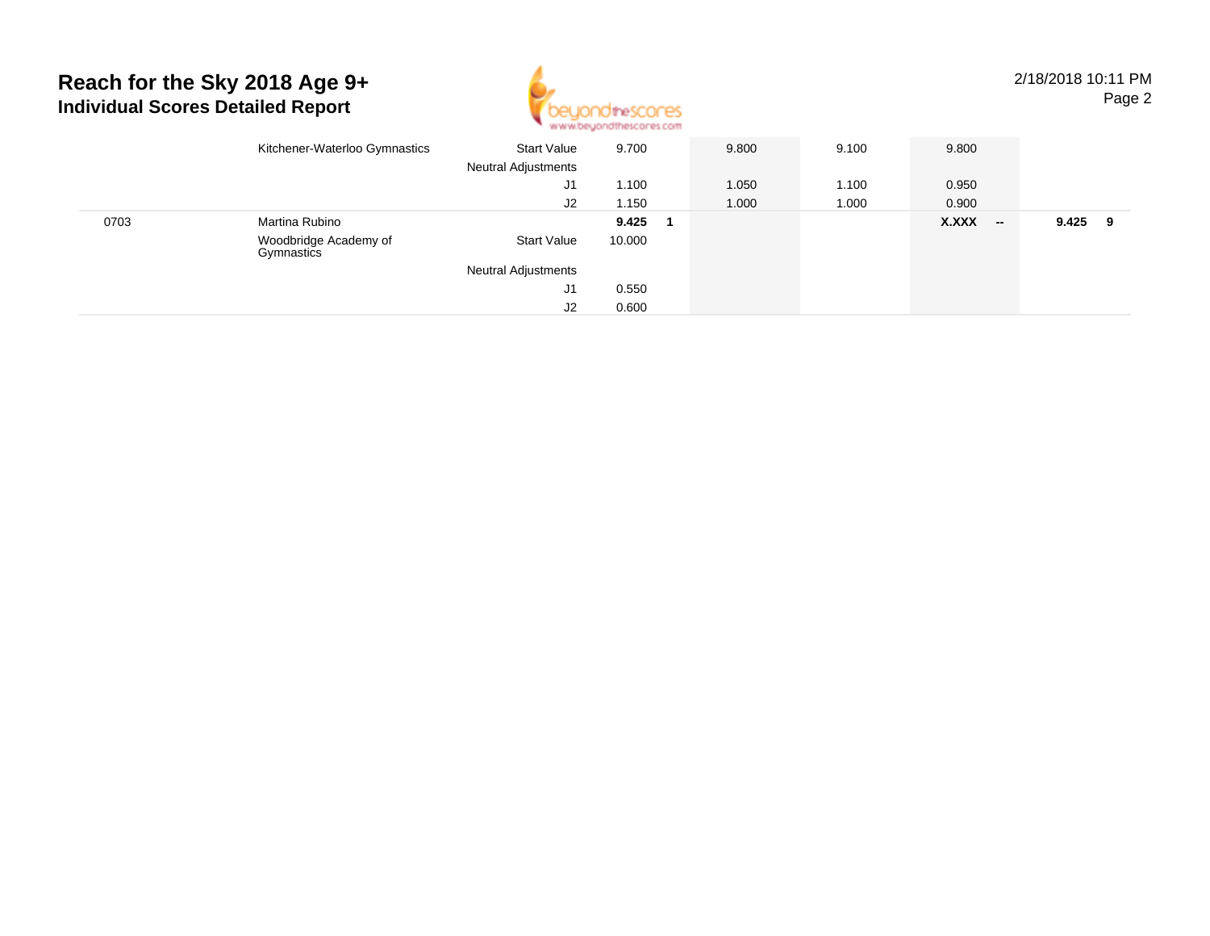# Reach for the Sky 2018 Age 9+

## Individual Scores Detailed Report

| | | | | | | | | | | | |
|---|---|---|---|---|---|---|---|---|---|---|---|
| | Kitchener-Waterloo Gymnastics | Start Value | 9.700 | | 9.800 | 9.100 | 9.800 | | | | |
| | | Neutral Adjustments | | | | | | | | | |
| | | J1 | 1.100 | | 1.050 | 1.100 | 0.950 | | | | |
| | | J2 | 1.150 | | 1.000 | 1.000 | 0.900 | | | | |
| 0703 | Martina Rubino | | **9.425** | **1** | | | **X.XXX** | **--** | **9.425** | **9** | |
| | Woodbridge Academy of Gymnastics | Start Value | 10.000 | | | | | | | | |
| | | Neutral Adjustments | | | | | | | | | |
| | | J1 | 0.550 | | | | | | | | |
| | | J2 | 0.600 | | | | | | | | |